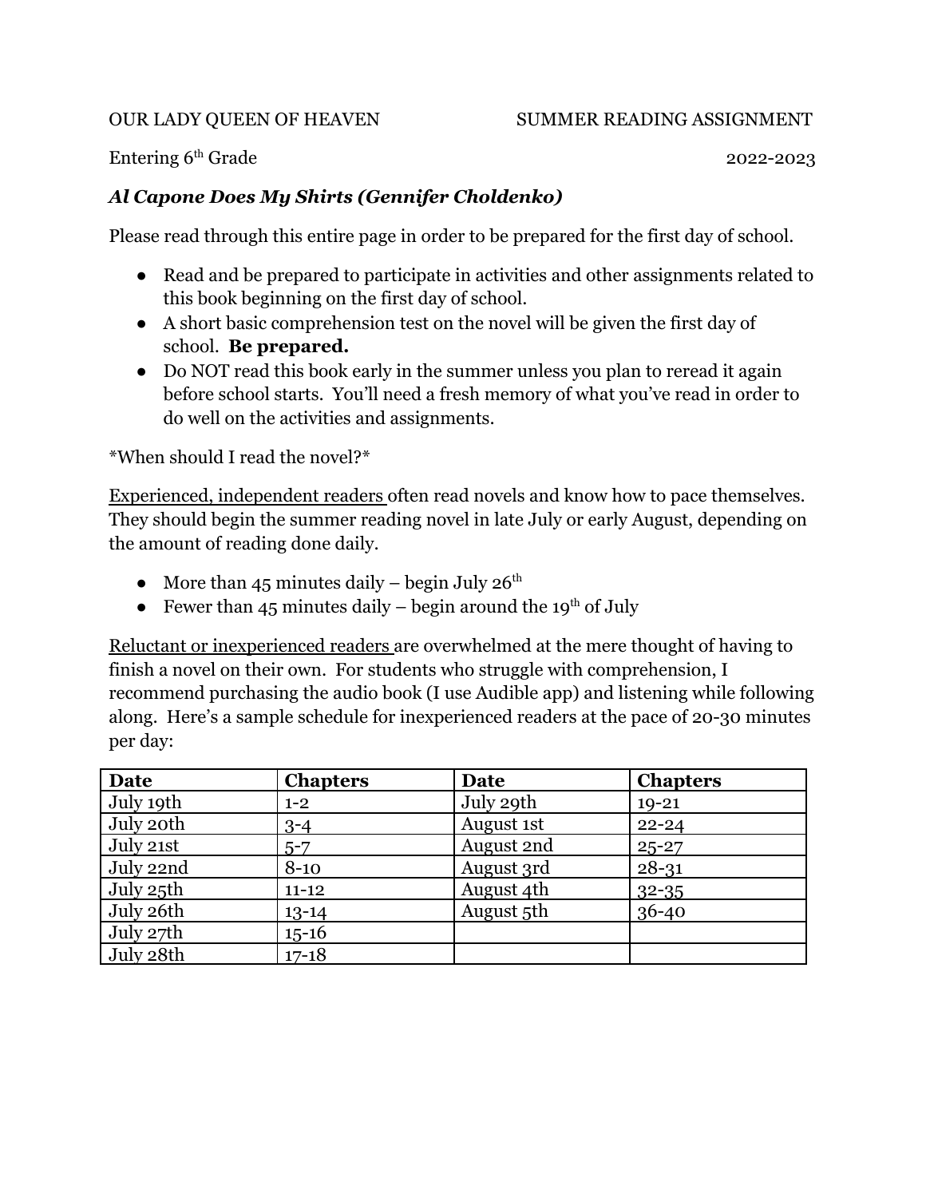OUR LADY QUEEN OF HEAVEN SUMMER READING ASSIGNMENT

Entering 6th Grade 2022-2023

***Al Capone Does My Shirts (Gennifer Choldenko)***

Please read through this entire page in order to be prepared for the first day of school.

- Read and be prepared to participate in activities and other assignments related to this book beginning on the first day of school.
- A short basic comprehension test on the novel will be given the first day of school. **Be prepared.**
- Do NOT read this book early in the summer unless you plan to reread it again before school starts. You'll need a fresh memory of what you've read in order to do well on the activities and assignments.

*When should I read the novel?*

Experienced, independent readers often read novels and know how to pace themselves. They should begin the summer reading novel in late July or early August, depending on the amount of reading done daily.

- More than 45 minutes daily – begin July 26th
- Fewer than 45 minutes daily – begin around the 19th of July

Reluctant or inexperienced readers are overwhelmed at the mere thought of having to finish a novel on their own. For students who struggle with comprehension, I recommend purchasing the audio book (I use Audible app) and listening while following along. Here's a sample schedule for inexperienced readers at the pace of 20-30 minutes per day:

| Date | Chapters | Date | Chapters |
|---|---|---|---|
| July 19th | 1-2 | July 29th | 19-21 |
| July 20th | 3-4 | August 1st | 22-24 |
| July 21st | 5-7 | August 2nd | 25-27 |
| July 22nd | 8-10 | August 3rd | 28-31 |
| July 25th | 11-12 | August 4th | 32-35 |
| July 26th | 13-14 | August 5th | 36-40 |
| July 27th | 15-16 | | |
| July 28th | 17-18 | | |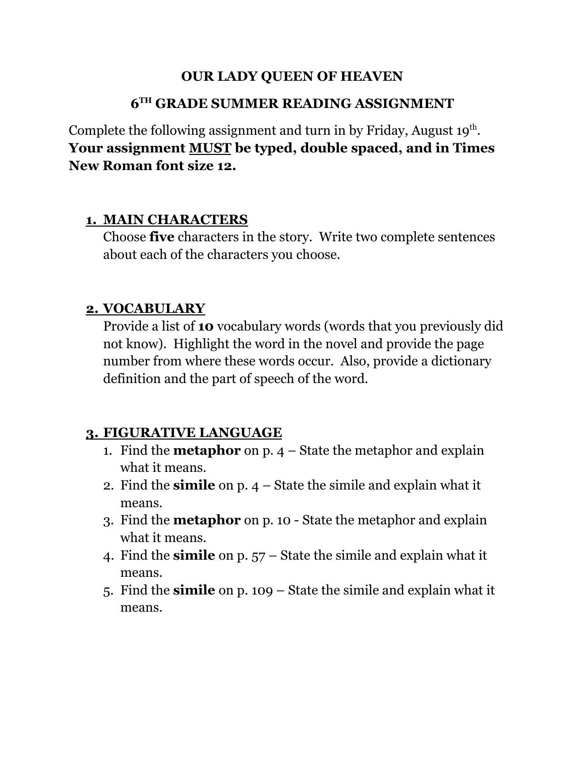# OUR LADY QUEEN OF HEAVEN

## 6TH GRADE SUMMER READING ASSIGNMENT

Complete the following assignment and turn in by Friday, August 19th.
**Your assignment MUST be typed, double spaced, and in Times New Roman font size 12.**

1. **MAIN CHARACTERS**
   Choose **five** characters in the story. Write two complete sentences about each of the characters you choose.

2. **VOCABULARY**
   Provide a list of **10** vocabulary words (words that you previously did not know). Highlight the word in the novel and provide the page number from where these words occur. Also, provide a dictionary definition and the part of speech of the word.

3. **FIGURATIVE LANGUAGE**
   1. Find the **metaphor** on p. 4 – State the metaphor and explain what it means.
   2. Find the **simile** on p. 4 – State the simile and explain what it means.
   3. Find the **metaphor** on p. 10 - State the metaphor and explain what it means.
   4. Find the **simile** on p. 57 – State the simile and explain what it means.
   5. Find the **simile** on p. 109 – State the simile and explain what it means.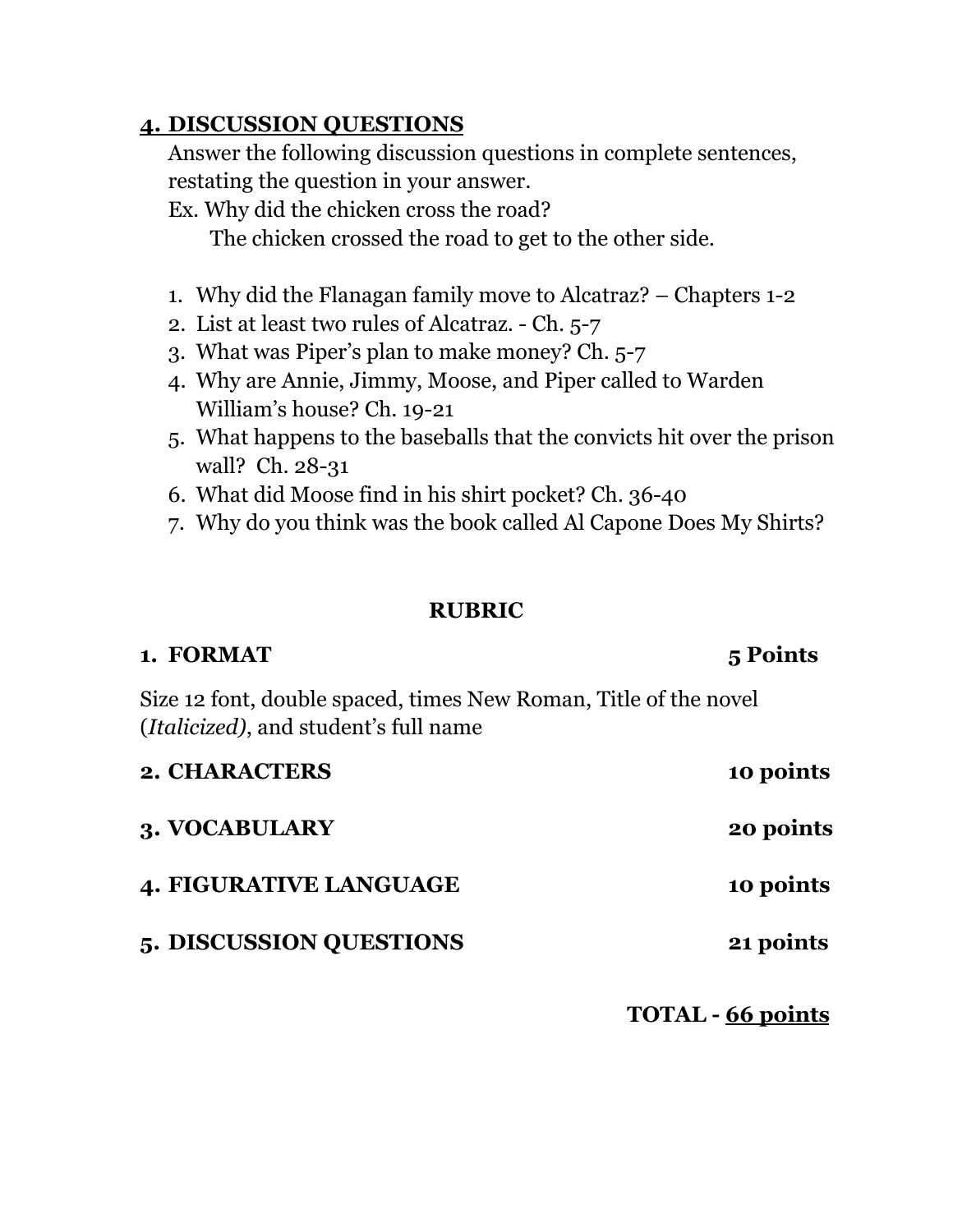## 4. DISCUSSION QUESTIONS

Answer the following discussion questions in complete sentences, restating the question in your answer.

Ex. Why did the chicken cross the road?

The chicken crossed the road to get to the other side.

1. Why did the Flanagan family move to Alcatraz? – Chapters 1-2
2. List at least two rules of Alcatraz. - Ch. 5-7
3. What was Piper's plan to make money? Ch. 5-7
4. Why are Annie, Jimmy, Moose, and Piper called to Warden William's house? Ch. 19-21
5. What happens to the baseballs that the convicts hit over the prison wall? Ch. 28-31
6. What did Moose find in his shirt pocket? Ch. 36-40
7. Why do you think was the book called Al Capone Does My Shirts?

## RUBRIC

| | |
|---|---|
| **1. FORMAT** | **5 Points** |

Size 12 font, double spaced, times New Roman, Title of the novel (*Italicized)*, and student's full name

| | |
|---|---|
| **2. CHARACTERS** | **10 points** |
| **3. VOCABULARY** | **20 points** |
| **4. FIGURATIVE LANGUAGE** | **10 points** |
| **5. DISCUSSION QUESTIONS** | **21 points** |

**TOTAL - 66 points**